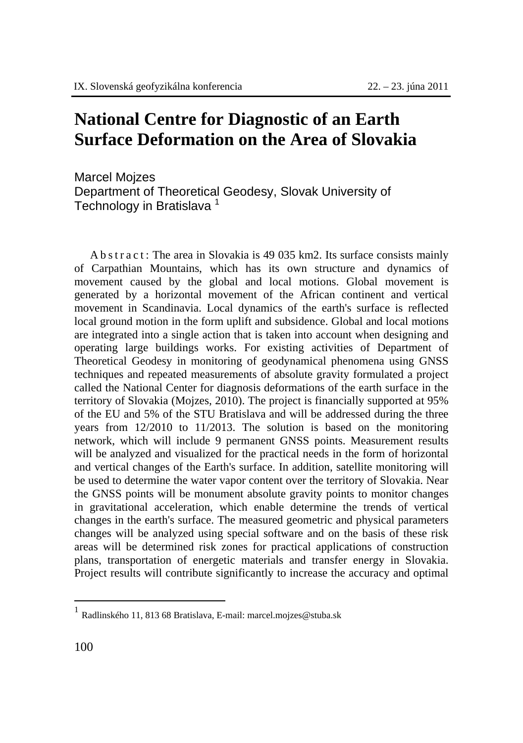# National Centre for Diagnostic of an Earth Surface Deformation on the Area of Slovakia

Marcel Mojzes
Department of Theoretical Geodesy, Slovak University of Technology in Bratislava [1]

Abstract: The area in Slovakia is 49 035 km2. Its surface consists mainly of Carpathian Mountains, which has its own structure and dynamics of movement caused by the global and local motions. Global movement is generated by a horizontal movement of the African continent and vertical movement in Scandinavia. Local dynamics of the earth's surface is reflected local ground motion in the form uplift and subsidence. Global and local motions are integrated into a single action that is taken into account when designing and operating large buildings works. For existing activities of Department of Theoretical Geodesy in monitoring of geodynamical phenomena using GNSS techniques and repeated measurements of absolute gravity formulated a project called the National Center for diagnosis deformations of the earth surface in the territory of Slovakia (Mojzes, 2010). The project is financially supported at 95% of the EU and 5% of the STU Bratislava and will be addressed during the three years from 12/2010 to 11/2013. The solution is based on the monitoring network, which will include 9 permanent GNSS points. Measurement results will be analyzed and visualized for the practical needs in the form of horizontal and vertical changes of the Earth's surface. In addition, satellite monitoring will be used to determine the water vapor content over the territory of Slovakia. Near the GNSS points will be monument absolute gravity points to monitor changes in gravitational acceleration, which enable determine the trends of vertical changes in the earth's surface. The measured geometric and physical parameters changes will be analyzed using special software and on the basis of these risk areas will be determined risk zones for practical applications of construction plans, transportation of energetic materials and transfer energy in Slovakia. Project results will contribute significantly to increase the accuracy and optimal

[1] Radlinského 11, 813 68 Bratislava, E-mail: marcel.mojzes@stuba.sk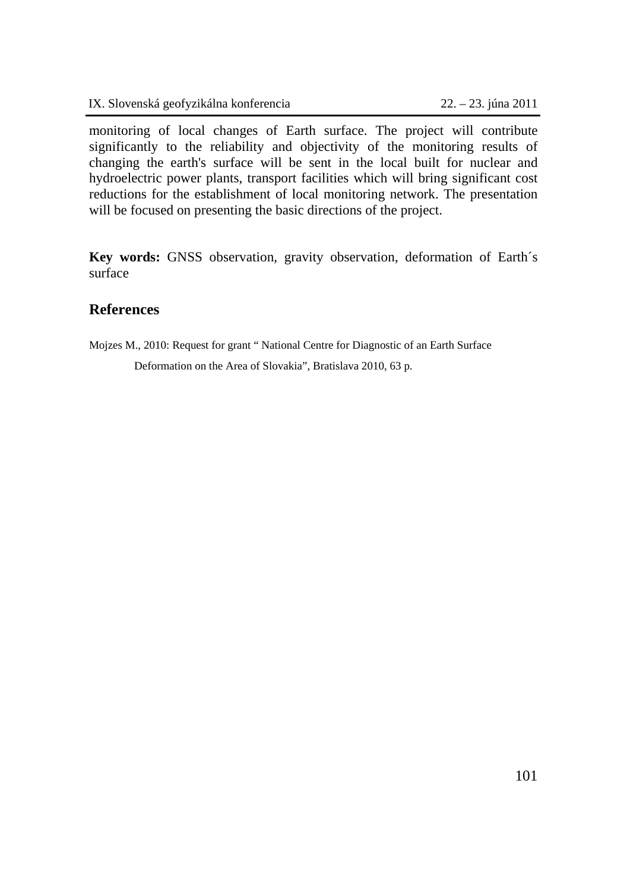monitoring of local changes of Earth surface. The project will contribute significantly to the reliability and objectivity of the monitoring results of changing the earth's surface will be sent in the local built for nuclear and hydroelectric power plants, transport facilities which will bring significant cost reductions for the establishment of local monitoring network. The presentation will be focused on presenting the basic directions of the project.

**Key words:** GNSS observation, gravity observation, deformation of Earth´s surface

## References

Mojzes M., 2010: Request for grant " National Centre for Diagnostic of an Earth Surface Deformation on the Area of Slovakia", Bratislava 2010, 63 p.